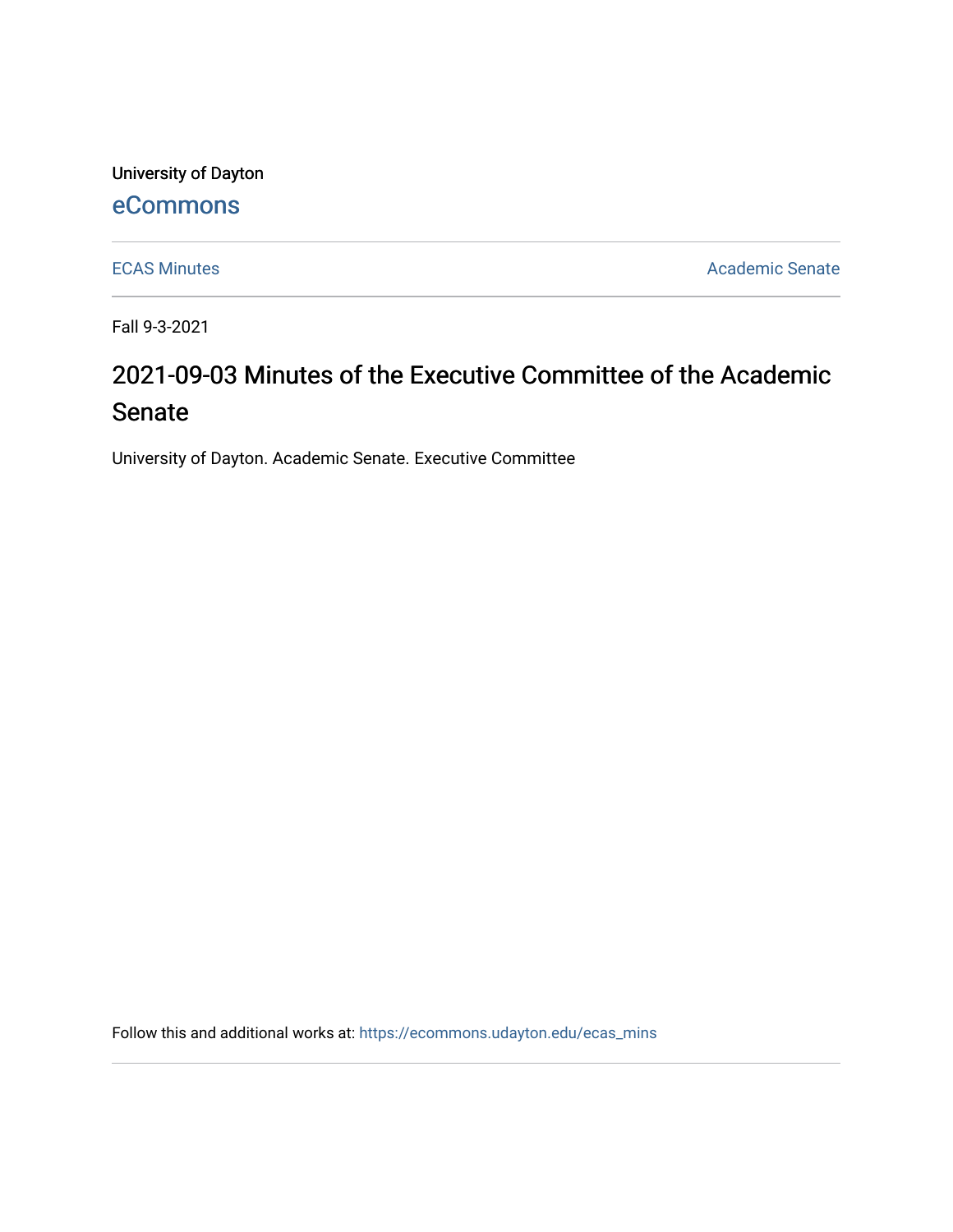University of Dayton

eCommons

ECAS Minutes | Academic Senate

Fall 9-3-2021

# 2021-09-03 Minutes of the Executive Committee of the Academic Senate

University of Dayton. Academic Senate. Executive Committee

Follow this and additional works at: https://ecommons.udayton.edu/ecas_mins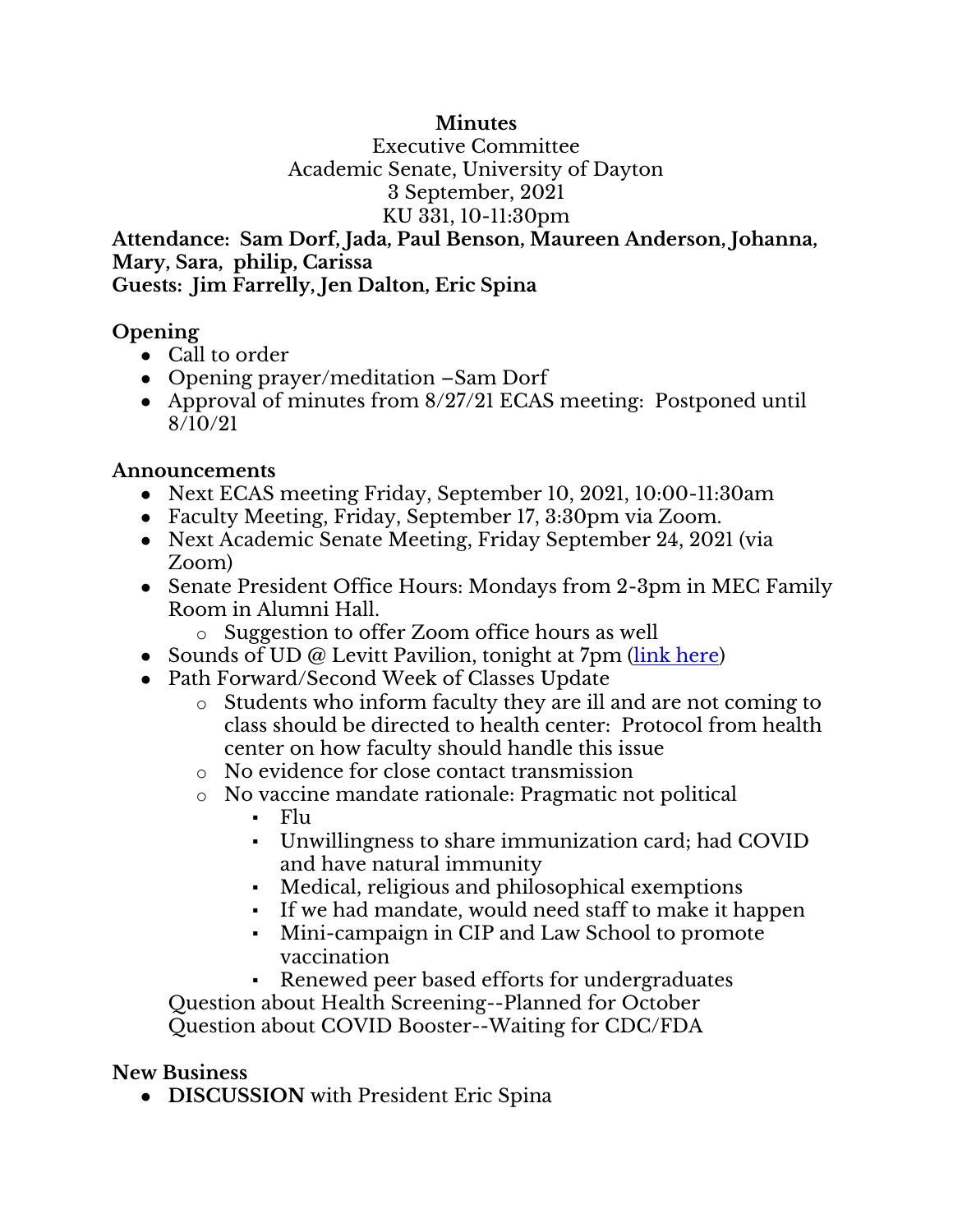**Minutes**
Executive Committee
Academic Senate, University of Dayton
3 September, 2021
KU 331, 10-11:30pm

**Attendance: Sam Dorf, Jada, Paul Benson, Maureen Anderson, Johanna, Mary, Sara, philip, Carissa**
**Guests: Jim Farrelly, Jen Dalton, Eric Spina**

**Opening**
- Call to order
- Opening prayer/meditation –Sam Dorf
- Approval of minutes from 8/27/21 ECAS meeting: Postponed until 8/10/21

**Announcements**
- Next ECAS meeting Friday, September 10, 2021, 10:00-11:30am
- Faculty Meeting, Friday, September 17, 3:30pm via Zoom.
- Next Academic Senate Meeting, Friday September 24, 2021 (via Zoom)
- Senate President Office Hours: Mondays from 2-3pm in MEC Family Room in Alumni Hall.
  - Suggestion to offer Zoom office hours as well
- Sounds of UD @ Levitt Pavilion, tonight at 7pm (link here)
- Path Forward/Second Week of Classes Update
  - Students who inform faculty they are ill and are not coming to class should be directed to health center: Protocol from health center on how faculty should handle this issue
  - No evidence for close contact transmission
  - No vaccine mandate rationale: Pragmatic not political
    - Flu
    - Unwillingness to share immunization card; had COVID and have natural immunity
    - Medical, religious and philosophical exemptions
    - If we had mandate, would need staff to make it happen
    - Mini-campaign in CIP and Law School to promote vaccination
    - Renewed peer based efforts for undergraduates

  Question about Health Screening--Planned for October
  Question about COVID Booster--Waiting for CDC/FDA

**New Business**
- **DISCUSSION** with President Eric Spina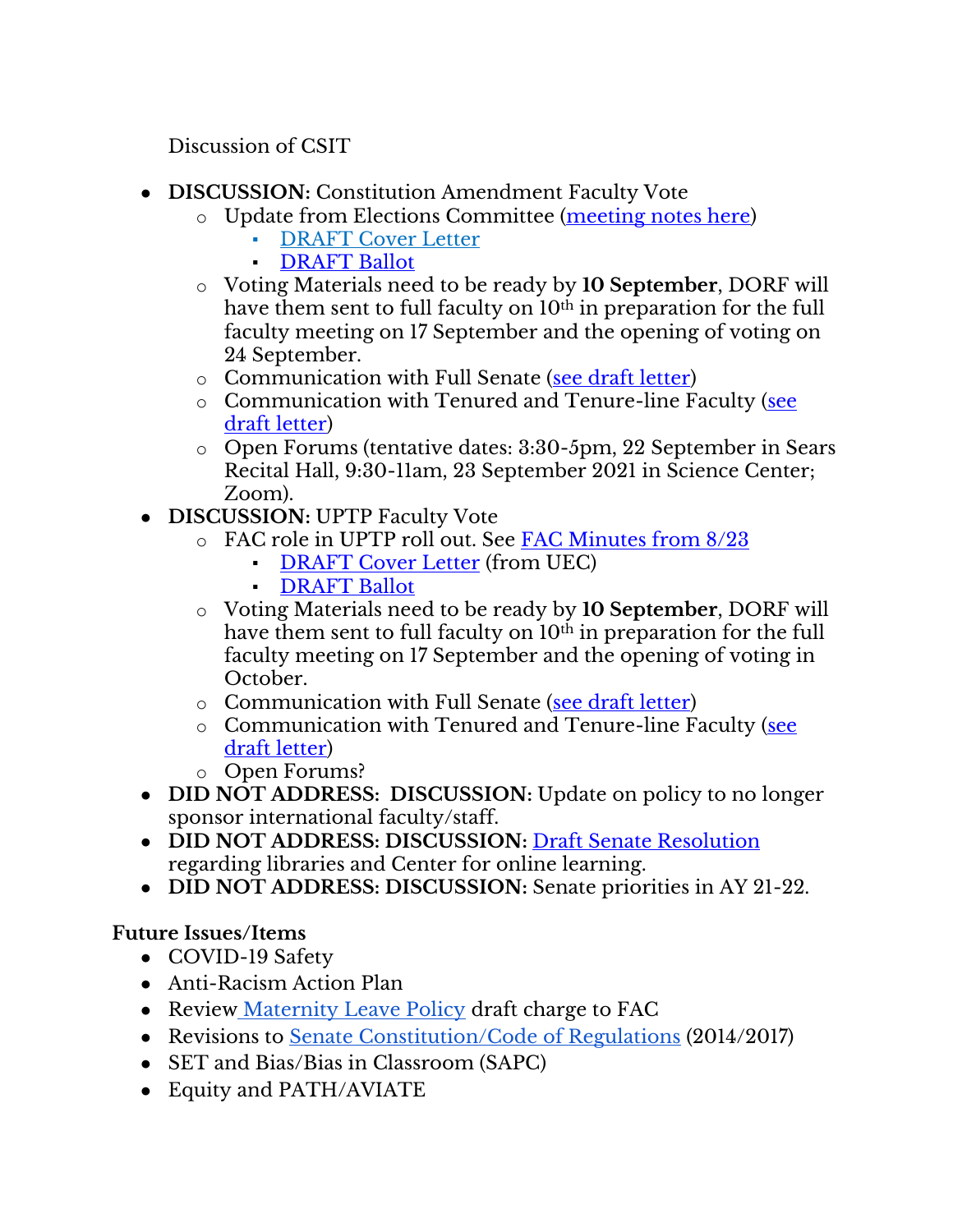Discussion of CSIT

- **DISCUSSION:** Constitution Amendment Faculty Vote
  - Update from Elections Committee (meeting notes here)
    - DRAFT Cover Letter
    - DRAFT Ballot
  - Voting Materials need to be ready by **10 September**, DORF will have them sent to full faculty on 10th in preparation for the full faculty meeting on 17 September and the opening of voting on 24 September.
  - Communication with Full Senate (see draft letter)
  - Communication with Tenured and Tenure-line Faculty (see draft letter)
  - Open Forums (tentative dates: 3:30-5pm, 22 September in Sears Recital Hall, 9:30-11am, 23 September 2021 in Science Center; Zoom).
- **DISCUSSION:** UPTP Faculty Vote
  - FAC role in UPTP roll out. See FAC Minutes from 8/23
    - DRAFT Cover Letter (from UEC)
    - DRAFT Ballot
  - Voting Materials need to be ready by **10 September**, DORF will have them sent to full faculty on 10th in preparation for the full faculty meeting on 17 September and the opening of voting in October.
  - Communication with Full Senate (see draft letter)
  - Communication with Tenured and Tenure-line Faculty (see draft letter)
  - Open Forums?
- **DID NOT ADDRESS: DISCUSSION:** Update on policy to no longer sponsor international faculty/staff.
- **DID NOT ADDRESS: DISCUSSION:** Draft Senate Resolution regarding libraries and Center for online learning.
- **DID NOT ADDRESS: DISCUSSION:** Senate priorities in AY 21-22.

**Future Issues/Items**

- COVID-19 Safety
- Anti-Racism Action Plan
- Review Maternity Leave Policy draft charge to FAC
- Revisions to Senate Constitution/Code of Regulations (2014/2017)
- SET and Bias/Bias in Classroom (SAPC)
- Equity and PATH/AVIATE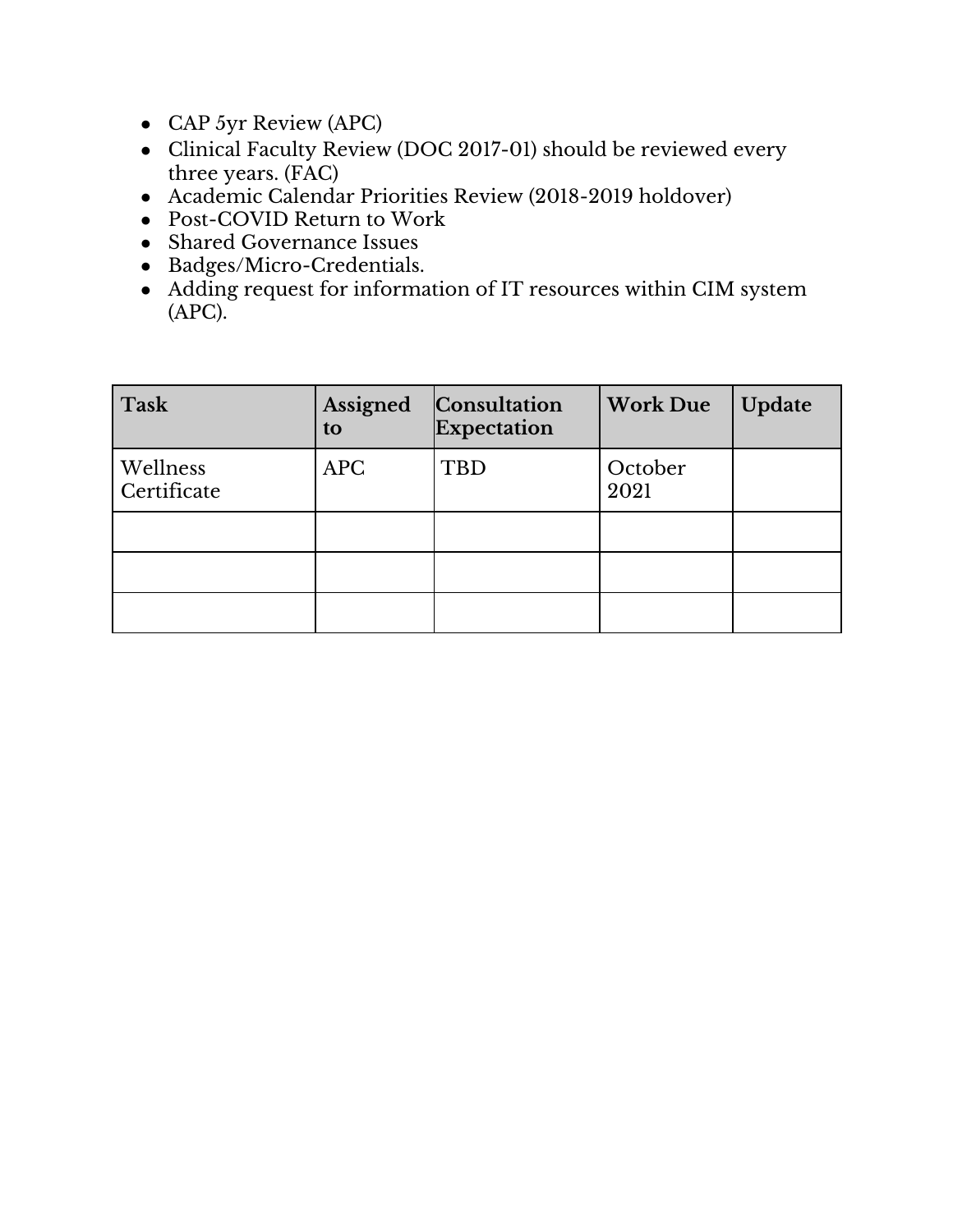- CAP 5yr Review (APC)
- Clinical Faculty Review (DOC 2017-01) should be reviewed every three years. (FAC)
- Academic Calendar Priorities Review (2018-2019 holdover)
- Post-COVID Return to Work
- Shared Governance Issues
- Badges/Micro-Credentials.
- Adding request for information of IT resources within CIM system (APC).

| Task | Assigned to | Consultation Expectation | Work Due | Update |
|---|---|---|---|---|
| Wellness Certificate | APC | TBD | October 2021 | |
| | | | | |
| | | | | |
| | | | | |